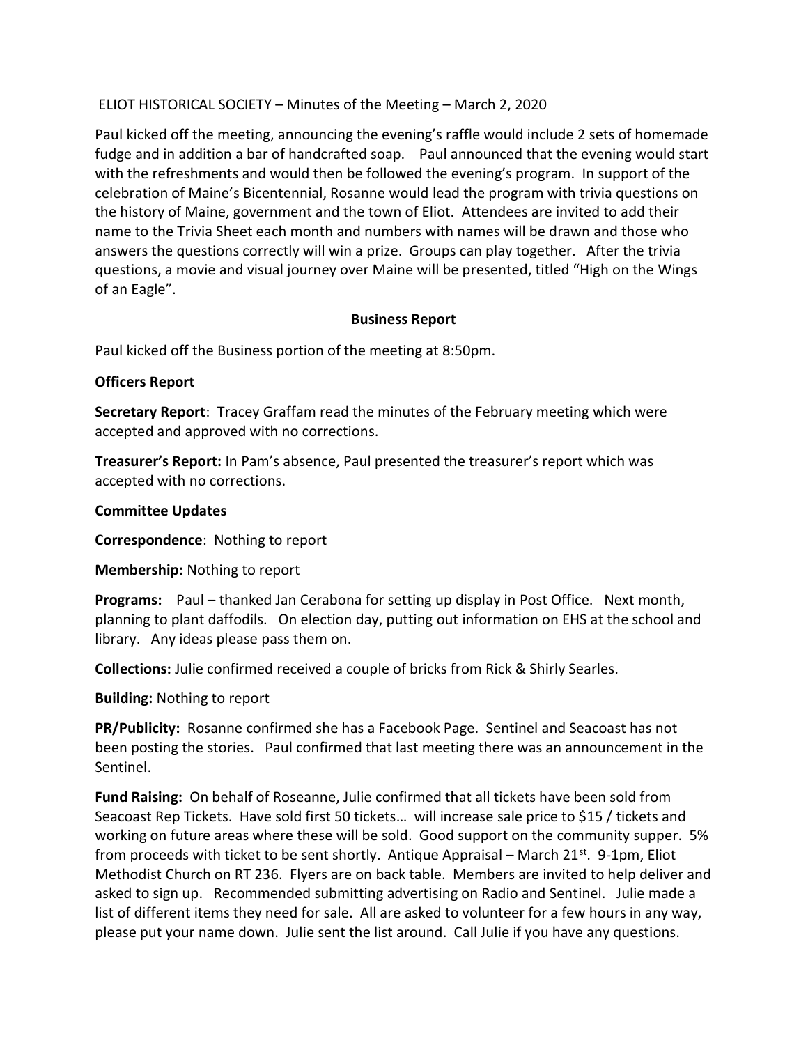ELIOT HISTORICAL SOCIETY – Minutes of the Meeting – March 2, 2020

Paul kicked off the meeting, announcing the evening's raffle would include 2 sets of homemade fudge and in addition a bar of handcrafted soap. Paul announced that the evening would start with the refreshments and would then be followed the evening's program. In support of the celebration of Maine's Bicentennial, Rosanne would lead the program with trivia questions on the history of Maine, government and the town of Eliot. Attendees are invited to add their name to the Trivia Sheet each month and numbers with names will be drawn and those who answers the questions correctly will win a prize. Groups can play together. After the trivia questions, a movie and visual journey over Maine will be presented, titled "High on the Wings of an Eagle".

**Business Report**

Paul kicked off the Business portion of the meeting at 8:50pm.

**Officers Report**

**Secretary Report**: Tracey Graffam read the minutes of the February meeting which were accepted and approved with no corrections.

**Treasurer's Report:** In Pam's absence, Paul presented the treasurer's report which was accepted with no corrections.

**Committee Updates**

**Correspondence**: Nothing to report

**Membership:** Nothing to report

**Programs:** Paul – thanked Jan Cerabona for setting up display in Post Office. Next month, planning to plant daffodils. On election day, putting out information on EHS at the school and library. Any ideas please pass them on.

**Collections:** Julie confirmed received a couple of bricks from Rick & Shirly Searles.

**Building:** Nothing to report

**PR/Publicity:** Rosanne confirmed she has a Facebook Page. Sentinel and Seacoast has not been posting the stories. Paul confirmed that last meeting there was an announcement in the Sentinel.

**Fund Raising:** On behalf of Roseanne, Julie confirmed that all tickets have been sold from Seacoast Rep Tickets. Have sold first 50 tickets… will increase sale price to $15 / tickets and working on future areas where these will be sold. Good support on the community supper. 5% from proceeds with ticket to be sent shortly. Antique Appraisal – March 21st. 9-1pm, Eliot Methodist Church on RT 236. Flyers are on back table. Members are invited to help deliver and asked to sign up. Recommended submitting advertising on Radio and Sentinel. Julie made a list of different items they need for sale. All are asked to volunteer for a few hours in any way, please put your name down. Julie sent the list around. Call Julie if you have any questions.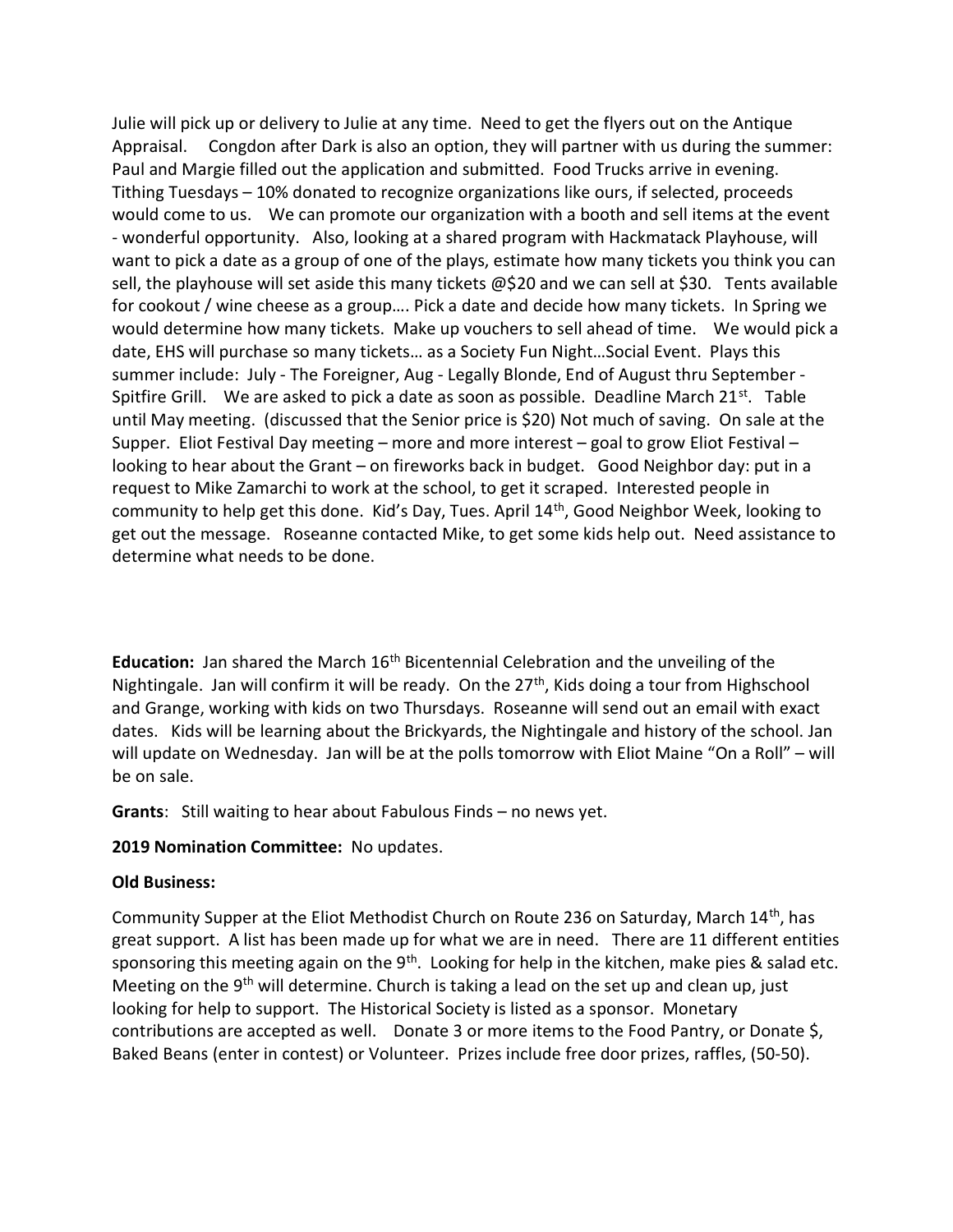Julie will pick up or delivery to Julie at any time. Need to get the flyers out on the Antique Appraisal. Congdon after Dark is also an option, they will partner with us during the summer: Paul and Margie filled out the application and submitted. Food Trucks arrive in evening. Tithing Tuesdays – 10% donated to recognize organizations like ours, if selected, proceeds would come to us. We can promote our organization with a booth and sell items at the event - wonderful opportunity. Also, looking at a shared program with Hackmatack Playhouse, will want to pick a date as a group of one of the plays, estimate how many tickets you think you can sell, the playhouse will set aside this many tickets @$20 and we can sell at $30. Tents available for cookout / wine cheese as a group…. Pick a date and decide how many tickets. In Spring we would determine how many tickets. Make up vouchers to sell ahead of time. We would pick a date, EHS will purchase so many tickets… as a Society Fun Night…Social Event. Plays this summer include: July - The Foreigner, Aug - Legally Blonde, End of August thru September - Spitfire Grill. We are asked to pick a date as soon as possible. Deadline March 21st. Table until May meeting. (discussed that the Senior price is $20) Not much of saving. On sale at the Supper. Eliot Festival Day meeting – more and more interest – goal to grow Eliot Festival – looking to hear about the Grant – on fireworks back in budget. Good Neighbor day: put in a request to Mike Zamarchi to work at the school, to get it scraped. Interested people in community to help get this done. Kid's Day, Tues. April 14th, Good Neighbor Week, looking to get out the message. Roseanne contacted Mike, to get some kids help out. Need assistance to determine what needs to be done.

**Education:** Jan shared the March 16th Bicentennial Celebration and the unveiling of the Nightingale. Jan will confirm it will be ready. On the 27th, Kids doing a tour from Highschool and Grange, working with kids on two Thursdays. Roseanne will send out an email with exact dates. Kids will be learning about the Brickyards, the Nightingale and history of the school. Jan will update on Wednesday. Jan will be at the polls tomorrow with Eliot Maine "On a Roll" – will be on sale.

**Grants**: Still waiting to hear about Fabulous Finds – no news yet.

**2019 Nomination Committee:** No updates.

**Old Business:**

Community Supper at the Eliot Methodist Church on Route 236 on Saturday, March 14th, has great support. A list has been made up for what we are in need. There are 11 different entities sponsoring this meeting again on the 9th. Looking for help in the kitchen, make pies & salad etc. Meeting on the 9th will determine. Church is taking a lead on the set up and clean up, just looking for help to support. The Historical Society is listed as a sponsor. Monetary contributions are accepted as well. Donate 3 or more items to the Food Pantry, or Donate $, Baked Beans (enter in contest) or Volunteer. Prizes include free door prizes, raffles, (50-50).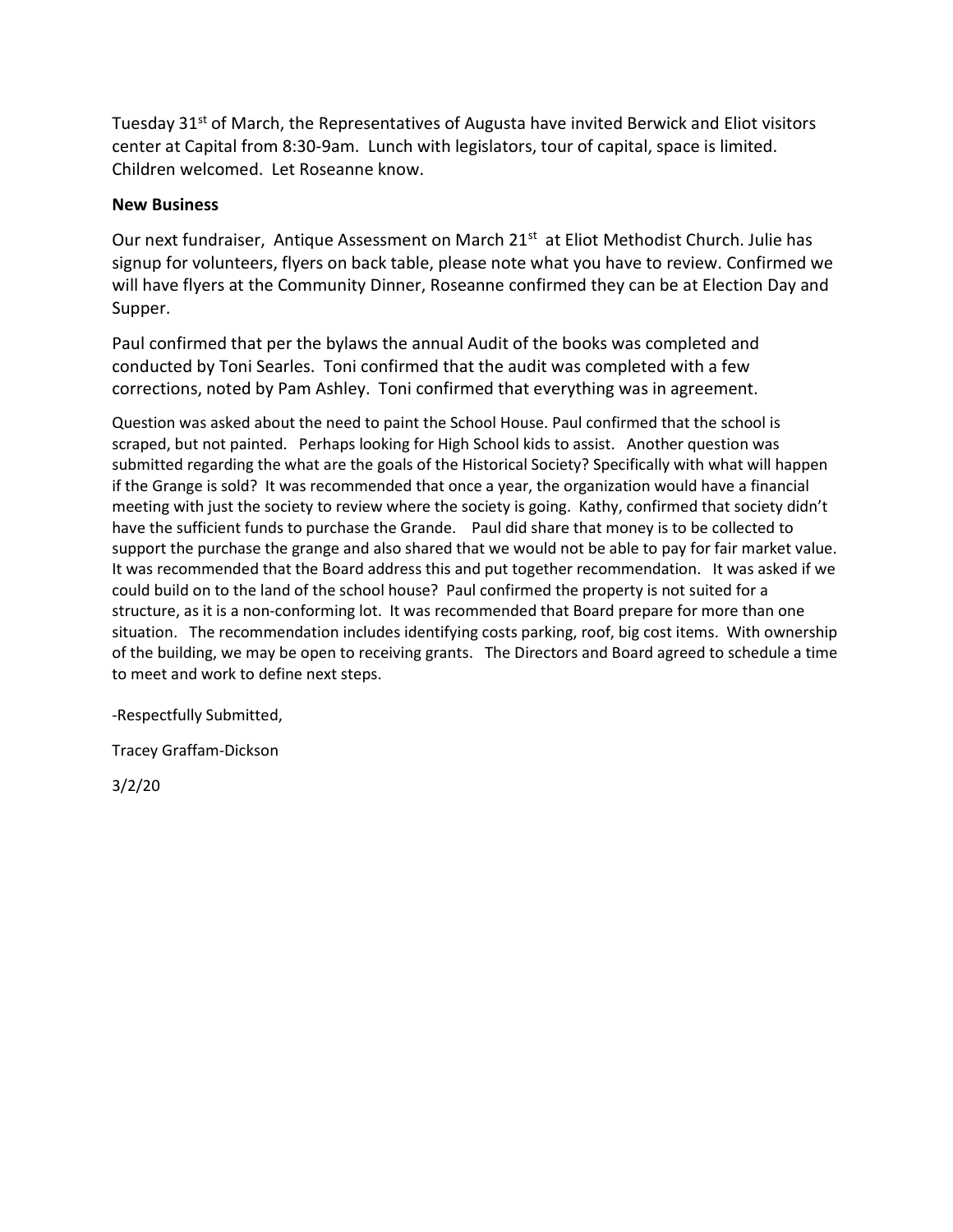Tuesday 31st of March, the Representatives of Augusta have invited Berwick and Eliot visitors center at Capital from 8:30-9am. Lunch with legislators, tour of capital, space is limited. Children welcomed. Let Roseanne know.

**New Business**

Our next fundraiser, Antique Assessment on March 21st at Eliot Methodist Church. Julie has signup for volunteers, flyers on back table, please note what you have to review. Confirmed we will have flyers at the Community Dinner, Roseanne confirmed they can be at Election Day and Supper.

Paul confirmed that per the bylaws the annual Audit of the books was completed and conducted by Toni Searles. Toni confirmed that the audit was completed with a few corrections, noted by Pam Ashley. Toni confirmed that everything was in agreement.

Question was asked about the need to paint the School House. Paul confirmed that the school is scraped, but not painted. Perhaps looking for High School kids to assist. Another question was submitted regarding the what are the goals of the Historical Society? Specifically with what will happen if the Grange is sold? It was recommended that once a year, the organization would have a financial meeting with just the society to review where the society is going. Kathy, confirmed that society didn't have the sufficient funds to purchase the Grande. Paul did share that money is to be collected to support the purchase the grange and also shared that we would not be able to pay for fair market value. It was recommended that the Board address this and put together recommendation. It was asked if we could build on to the land of the school house? Paul confirmed the property is not suited for a structure, as it is a non-conforming lot. It was recommended that Board prepare for more than one situation. The recommendation includes identifying costs parking, roof, big cost items. With ownership of the building, we may be open to receiving grants. The Directors and Board agreed to schedule a time to meet and work to define next steps.

-Respectfully Submitted,

Tracey Graffam-Dickson

3/2/20